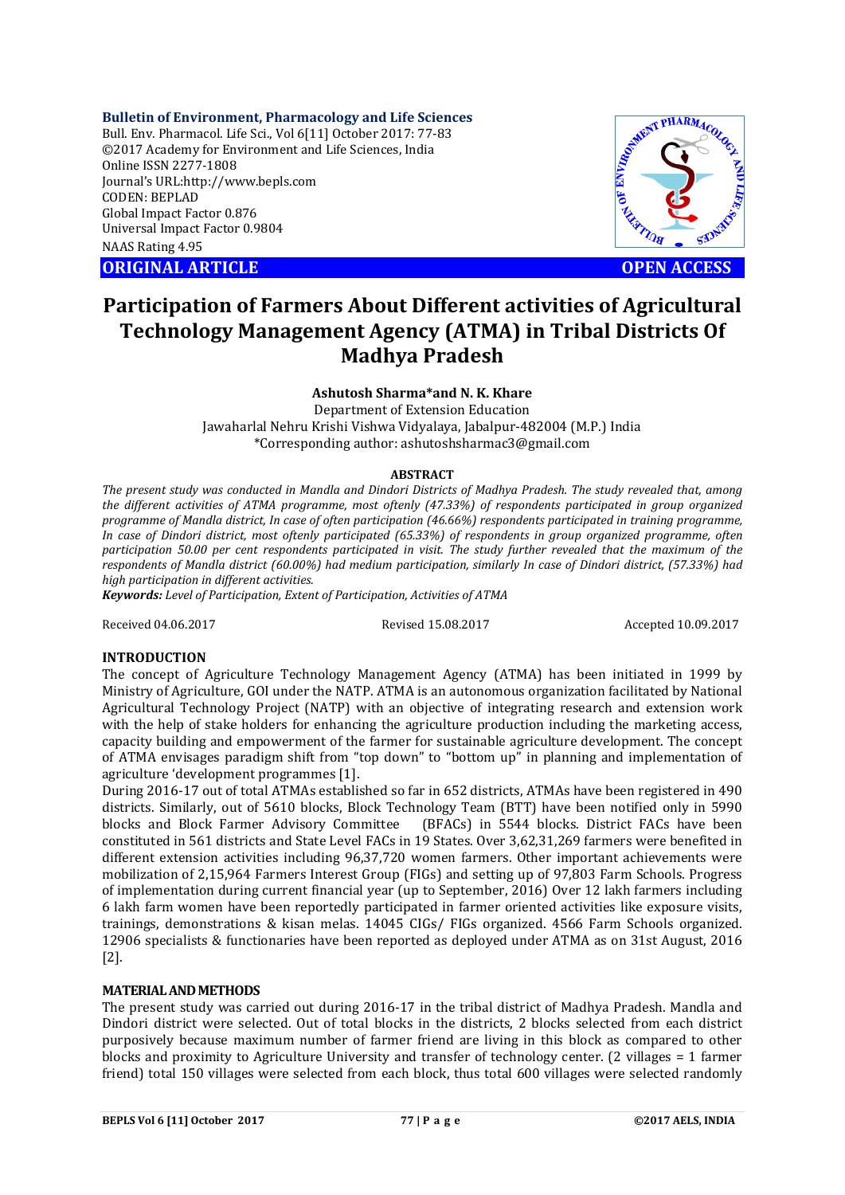**Bulletin of Environment, Pharmacology and Life Sciences**
Bull. Env. Pharmacol. Life Sci., Vol 6[11] October 2017: 77-83
©2017 Academy for Environment and Life Sciences, India
Online ISSN 2277-1808
Journal's URL:http://www.bepls.com
CODEN: BEPLAD
Global Impact Factor 0.876
Universal Impact Factor 0.9804
NAAS Rating 4.95

**ORIGINAL ARTICLE** **OPEN ACCESS**

# Participation of Farmers About Different activities of Agricultural Technology Management Agency (ATMA) in Tribal Districts Of Madhya Pradesh

**Ashutosh Sharma*and N. K. Khare**
Department of Extension Education
Jawaharlal Nehru Krishi Vishwa Vidyalaya, Jabalpur-482004 (M.P.) India
*Corresponding author: ashutoshsharmac3@gmail.com

## ABSTRACT

*The present study was conducted in Mandla and Dindori Districts of Madhya Pradesh. The study revealed that, among the different activities of ATMA programme, most oftenly (47.33%) of respondents participated in group organized programme of Mandla district, In case of often participation (46.66%) respondents participated in training programme, In case of Dindori district, most oftenly participated (65.33%) of respondents in group organized programme, often participation 50.00 per cent respondents participated in visit. The study further revealed that the maximum of the respondents of Mandla district (60.00%) had medium participation, similarly In case of Dindori district, (57.33%) had high participation in different activities.*

***Keywords:*** *Level of Participation, Extent of Participation, Activities of ATMA*

Received 04.06.2017 Revised 15.08.2017 Accepted 10.09.2017

## INTRODUCTION

The concept of Agriculture Technology Management Agency (ATMA) has been initiated in 1999 by Ministry of Agriculture, GOI under the NATP. ATMA is an autonomous organization facilitated by National Agricultural Technology Project (NATP) with an objective of integrating research and extension work with the help of stake holders for enhancing the agriculture production including the marketing access, capacity building and empowerment of the farmer for sustainable agriculture development. The concept of ATMA envisages paradigm shift from "top down" to "bottom up" in planning and implementation of agriculture 'development programmes [1].

During 2016-17 out of total ATMAs established so far in 652 districts, ATMAs have been registered in 490 districts. Similarly, out of 5610 blocks, Block Technology Team (BTT) have been notified only in 5990 blocks and Block Farmer Advisory Committee (BFACs) in 5544 blocks. District FACs have been constituted in 561 districts and State Level FACs in 19 States. Over 3,62,31,269 farmers were benefited in different extension activities including 96,37,720 women farmers. Other important achievements were mobilization of 2,15,964 Farmers Interest Group (FIGs) and setting up of 97,803 Farm Schools. Progress of implementation during current financial year (up to September, 2016) Over 12 lakh farmers including 6 lakh farm women have been reportedly participated in farmer oriented activities like exposure visits, trainings, demonstrations & kisan melas. 14045 CIGs/ FIGs organized. 4566 Farm Schools organized. 12906 specialists & functionaries have been reported as deployed under ATMA as on 31st August, 2016 [2].

## MATERIAL AND METHODS

The present study was carried out during 2016-17 in the tribal district of Madhya Pradesh. Mandla and Dindori district were selected. Out of total blocks in the districts, 2 blocks selected from each district purposively because maximum number of farmer friend are living in this block as compared to other blocks and proximity to Agriculture University and transfer of technology center. (2 villages = 1 farmer friend) total 150 villages were selected from each block, thus total 600 villages were selected randomly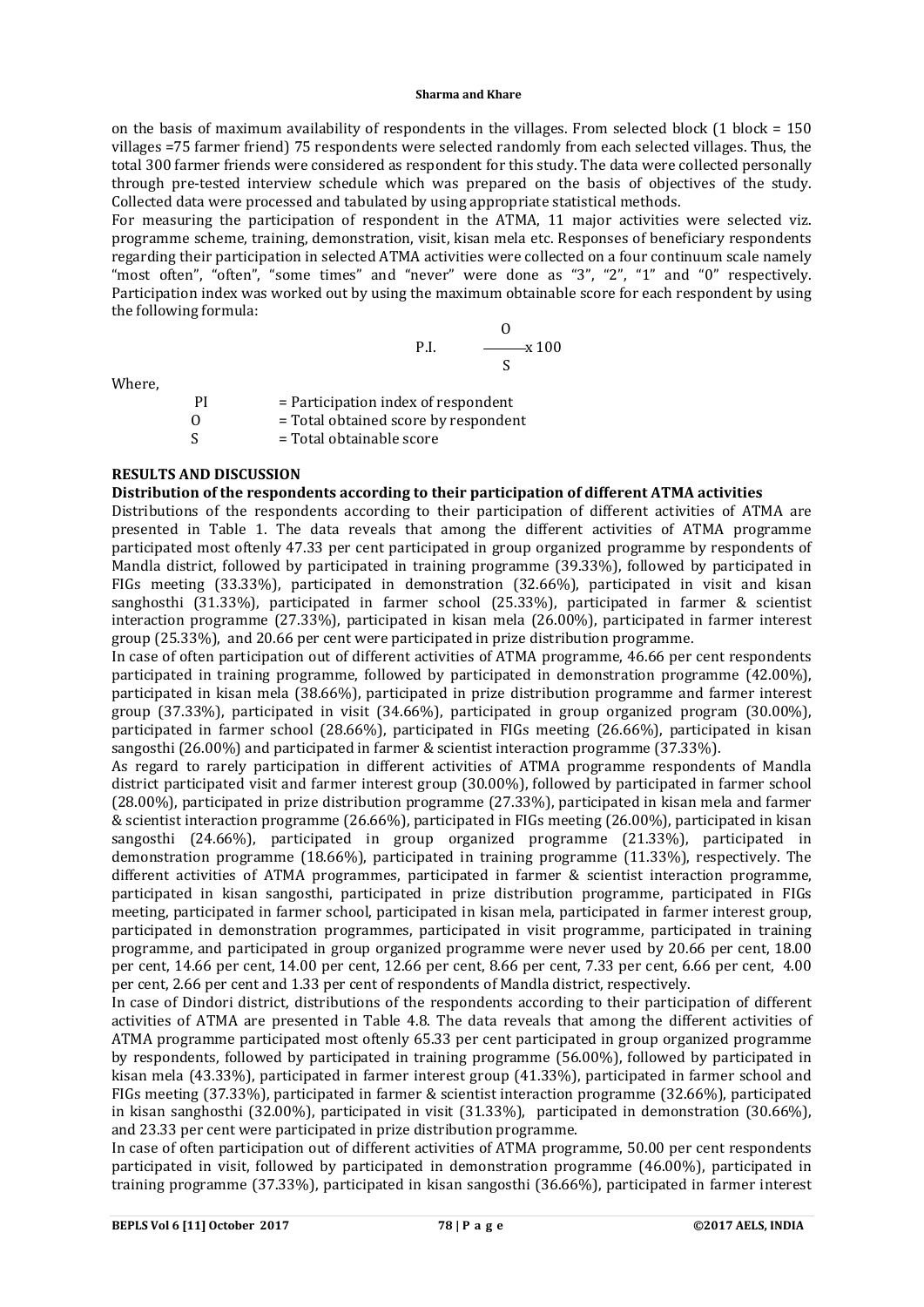on the basis of maximum availability of respondents in the villages. From selected block (1 block = 150 villages =75 farmer friend) 75 respondents were selected randomly from each selected villages. Thus, the total 300 farmer friends were considered as respondent for this study. The data were collected personally through pre-tested interview schedule which was prepared on the basis of objectives of the study. Collected data were processed and tabulated by using appropriate statistical methods.

For measuring the participation of respondent in the ATMA, 11 major activities were selected viz. programme scheme, training, demonstration, visit, kisan mela etc. Responses of beneficiary respondents regarding their participation in selected ATMA activities were collected on a four continuum scale namely "most often", "often", "some times" and "never" were done as "3", "2", "1" and "0" respectively. Participation index was worked out by using the maximum obtainable score for each respondent by using the following formula:

$$P.I. \quad \frac{O}{S} \times 100$$

Where,

PI = Participation index of respondent
O = Total obtained score by respondent
S = Total obtainable score

## RESULTS AND DISCUSSION

### Distribution of the respondents according to their participation of different ATMA activities

Distributions of the respondents according to their participation of different activities of ATMA are presented in Table 1. The data reveals that among the different activities of ATMA programme participated most oftenly 47.33 per cent participated in group organized programme by respondents of Mandla district, followed by participated in training programme (39.33%), followed by participated in FIGs meeting (33.33%), participated in demonstration (32.66%), participated in visit and kisan sanghosthi (31.33%), participated in farmer school (25.33%), participated in farmer & scientist interaction programme (27.33%), participated in kisan mela (26.00%), participated in farmer interest group (25.33%), and 20.66 per cent were participated in prize distribution programme.

In case of often participation out of different activities of ATMA programme, 46.66 per cent respondents participated in training programme, followed by participated in demonstration programme (42.00%), participated in kisan mela (38.66%), participated in prize distribution programme and farmer interest group (37.33%), participated in visit (34.66%), participated in group organized program (30.00%), participated in farmer school (28.66%), participated in FIGs meeting (26.66%), participated in kisan sangosthi (26.00%) and participated in farmer & scientist interaction programme (37.33%).

As regard to rarely participation in different activities of ATMA programme respondents of Mandla district participated visit and farmer interest group (30.00%), followed by participated in farmer school (28.00%), participated in prize distribution programme (27.33%), participated in kisan mela and farmer & scientist interaction programme (26.66%), participated in FIGs meeting (26.00%), participated in kisan sangosthi (24.66%), participated in group organized programme (21.33%), participated in demonstration programme (18.66%), participated in training programme (11.33%), respectively. The different activities of ATMA programmes, participated in farmer & scientist interaction programme, participated in kisan sangosthi, participated in prize distribution programme, participated in FIGs meeting, participated in farmer school, participated in kisan mela, participated in farmer interest group, participated in demonstration programmes, participated in visit programme, participated in training programme, and participated in group organized programme were never used by 20.66 per cent, 18.00 per cent, 14.66 per cent, 14.00 per cent, 12.66 per cent, 8.66 per cent, 7.33 per cent, 6.66 per cent, 4.00 per cent, 2.66 per cent and 1.33 per cent of respondents of Mandla district, respectively.

In case of Dindori district, distributions of the respondents according to their participation of different activities of ATMA are presented in Table 4.8. The data reveals that among the different activities of ATMA programme participated most oftenly 65.33 per cent participated in group organized programme by respondents, followed by participated in training programme (56.00%), followed by participated in kisan mela (43.33%), participated in farmer interest group (41.33%), participated in farmer school and FIGs meeting (37.33%), participated in farmer & scientist interaction programme (32.66%), participated in kisan sanghosthi (32.00%), participated in visit (31.33%), participated in demonstration (30.66%), and 23.33 per cent were participated in prize distribution programme.

In case of often participation out of different activities of ATMA programme, 50.00 per cent respondents participated in visit, followed by participated in demonstration programme (46.00%), participated in training programme (37.33%), participated in kisan sangosthi (36.66%), participated in farmer interest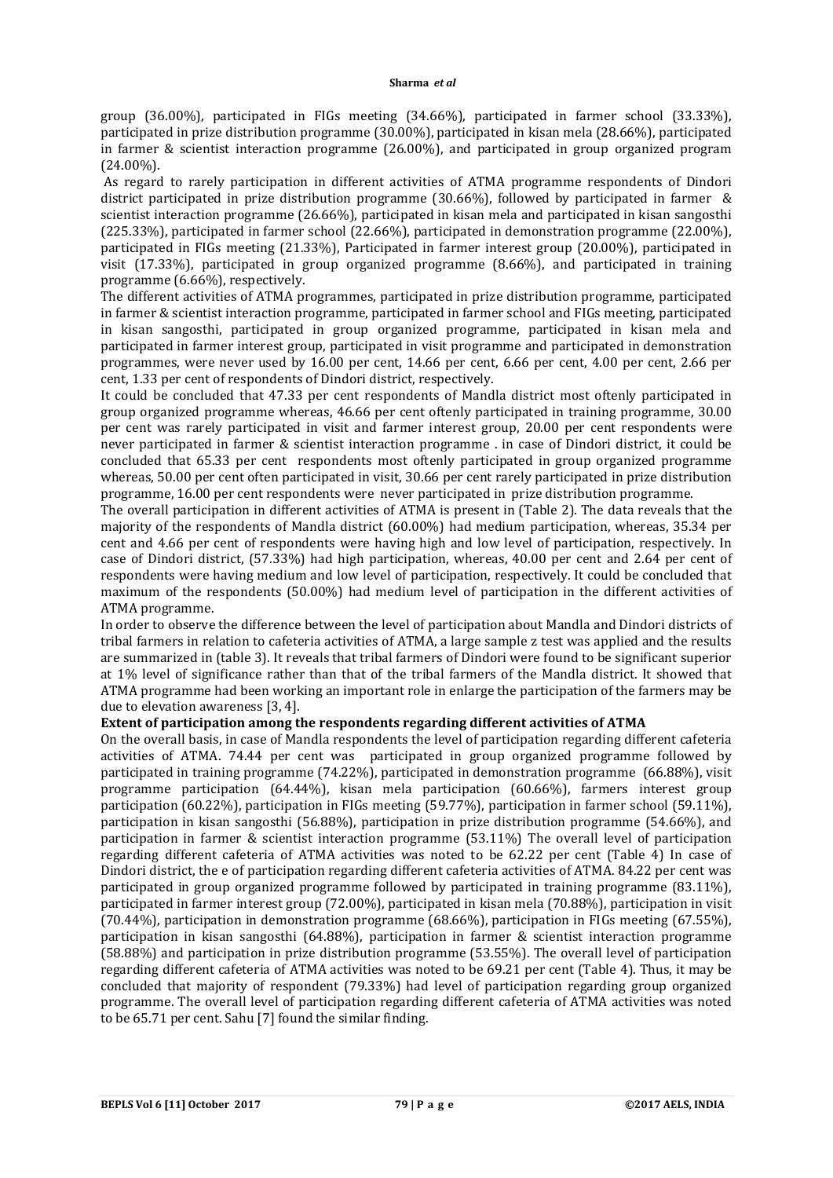group (36.00%), participated in FIGs meeting (34.66%), participated in farmer school (33.33%), participated in prize distribution programme (30.00%), participated in kisan mela (28.66%), participated in farmer & scientist interaction programme (26.00%), and participated in group organized program (24.00%).

As regard to rarely participation in different activities of ATMA programme respondents of Dindori district participated in prize distribution programme (30.66%), followed by participated in farmer & scientist interaction programme (26.66%), participated in kisan mela and participated in kisan sangosthi (225.33%), participated in farmer school (22.66%), participated in demonstration programme (22.00%), participated in FIGs meeting (21.33%), Participated in farmer interest group (20.00%), participated in visit (17.33%), participated in group organized programme (8.66%), and participated in training programme (6.66%), respectively.

The different activities of ATMA programmes, participated in prize distribution programme, participated in farmer & scientist interaction programme, participated in farmer school and FIGs meeting, participated in kisan sangosthi, participated in group organized programme, participated in kisan mela and participated in farmer interest group, participated in visit programme and participated in demonstration programmes, were never used by 16.00 per cent, 14.66 per cent, 6.66 per cent, 4.00 per cent, 2.66 per cent, 1.33 per cent of respondents of Dindori district, respectively.

It could be concluded that 47.33 per cent respondents of Mandla district most oftenly participated in group organized programme whereas, 46.66 per cent oftenly participated in training programme, 30.00 per cent was rarely participated in visit and farmer interest group, 20.00 per cent respondents were never participated in farmer & scientist interaction programme . in case of Dindori district, it could be concluded that 65.33 per cent respondents most oftenly participated in group organized programme whereas, 50.00 per cent often participated in visit, 30.66 per cent rarely participated in prize distribution programme, 16.00 per cent respondents were never participated in prize distribution programme.

The overall participation in different activities of ATMA is present in (Table 2). The data reveals that the majority of the respondents of Mandla district (60.00%) had medium participation, whereas, 35.34 per cent and 4.66 per cent of respondents were having high and low level of participation, respectively. In case of Dindori district, (57.33%) had high participation, whereas, 40.00 per cent and 2.64 per cent of respondents were having medium and low level of participation, respectively. It could be concluded that maximum of the respondents (50.00%) had medium level of participation in the different activities of ATMA programme.

In order to observe the difference between the level of participation about Mandla and Dindori districts of tribal farmers in relation to cafeteria activities of ATMA, a large sample z test was applied and the results are summarized in (table 3). It reveals that tribal farmers of Dindori were found to be significant superior at 1% level of significance rather than that of the tribal farmers of the Mandla district. It showed that ATMA programme had been working an important role in enlarge the participation of the farmers may be due to elevation awareness [3, 4].

**Extent of participation among the respondents regarding different activities of ATMA**

On the overall basis, in case of Mandla respondents the level of participation regarding different cafeteria activities of ATMA. 74.44 per cent was participated in group organized programme followed by participated in training programme (74.22%), participated in demonstration programme (66.88%), visit programme participation (64.44%), kisan mela participation (60.66%), farmers interest group participation (60.22%), participation in FIGs meeting (59.77%), participation in farmer school (59.11%), participation in kisan sangosthi (56.88%), participation in prize distribution programme (54.66%), and participation in farmer & scientist interaction programme (53.11%) The overall level of participation regarding different cafeteria of ATMA activities was noted to be 62.22 per cent (Table 4) In case of Dindori district, the e of participation regarding different cafeteria activities of ATMA. 84.22 per cent was participated in group organized programme followed by participated in training programme (83.11%), participated in farmer interest group (72.00%), participated in kisan mela (70.88%), participation in visit (70.44%), participation in demonstration programme (68.66%), participation in FIGs meeting (67.55%), participation in kisan sangosthi (64.88%), participation in farmer & scientist interaction programme (58.88%) and participation in prize distribution programme (53.55%). The overall level of participation regarding different cafeteria of ATMA activities was noted to be 69.21 per cent (Table 4). Thus, it may be concluded that majority of respondent (79.33%) had level of participation regarding group organized programme. The overall level of participation regarding different cafeteria of ATMA activities was noted to be 65.71 per cent. Sahu [7] found the similar finding.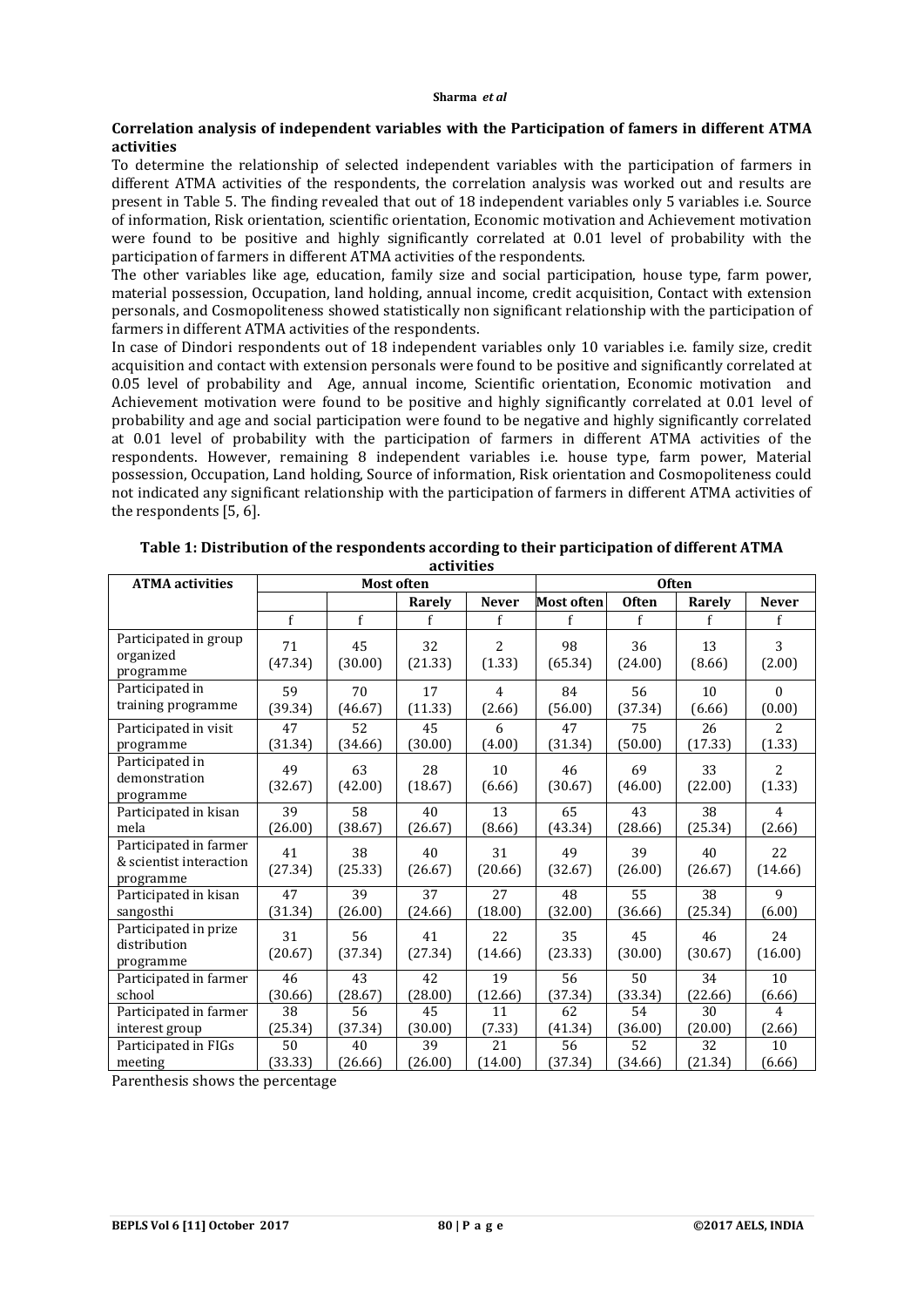### Correlation analysis of independent variables with the Participation of famers in different ATMA activities

To determine the relationship of selected independent variables with the participation of farmers in different ATMA activities of the respondents, the correlation analysis was worked out and results are present in Table 5. The finding revealed that out of 18 independent variables only 5 variables i.e. Source of information, Risk orientation, scientific orientation, Economic motivation and Achievement motivation were found to be positive and highly significantly correlated at 0.01 level of probability with the participation of farmers in different ATMA activities of the respondents.

The other variables like age, education, family size and social participation, house type, farm power, material possession, Occupation, land holding, annual income, credit acquisition, Contact with extension personals, and Cosmopoliteness showed statistically non significant relationship with the participation of farmers in different ATMA activities of the respondents.

In case of Dindori respondents out of 18 independent variables only 10 variables i.e. family size, credit acquisition and contact with extension personals were found to be positive and significantly correlated at 0.05 level of probability and Age, annual income, Scientific orientation, Economic motivation and Achievement motivation were found to be positive and highly significantly correlated at 0.01 level of probability and age and social participation were found to be negative and highly significantly correlated at 0.01 level of probability with the participation of farmers in different ATMA activities of the respondents. However, remaining 8 independent variables i.e. house type, farm power, Material possession, Occupation, Land holding, Source of information, Risk orientation and Cosmopoliteness could not indicated any significant relationship with the participation of farmers in different ATMA activities of the respondents [5, 6].

**Table 1: Distribution of the respondents according to their participation of different ATMA activities**

| ATMA activities | Most often | | | | Often | | | |
|---|---|---|---|---|---|---|---|---|
| | | | Rarely | Never | Most often | Often | Rarely | Never |
| | f | f | f | f | f | f | f | f |
| Participated in group organized programme | 71 (47.34) | 45 (30.00) | 32 (21.33) | 2 (1.33) | 98 (65.34) | 36 (24.00) | 13 (8.66) | 3 (2.00) |
| Participated in training programme | 59 (39.34) | 70 (46.67) | 17 (11.33) | 4 (2.66) | 84 (56.00) | 56 (37.34) | 10 (6.66) | 0 (0.00) |
| Participated in visit programme | 47 (31.34) | 52 (34.66) | 45 (30.00) | 6 (4.00) | 47 (31.34) | 75 (50.00) | 26 (17.33) | 2 (1.33) |
| Participated in demonstration programme | 49 (32.67) | 63 (42.00) | 28 (18.67) | 10 (6.66) | 46 (30.67) | 69 (46.00) | 33 (22.00) | 2 (1.33) |
| Participated in kisan mela | 39 (26.00) | 58 (38.67) | 40 (26.67) | 13 (8.66) | 65 (43.34) | 43 (28.66) | 38 (25.34) | 4 (2.66) |
| Participated in farmer & scientist interaction programme | 41 (27.34) | 38 (25.33) | 40 (26.67) | 31 (20.66) | 49 (32.67) | 39 (26.00) | 40 (26.67) | 22 (14.66) |
| Participated in kisan sangosthi | 47 (31.34) | 39 (26.00) | 37 (24.66) | 27 (18.00) | 48 (32.00) | 55 (36.66) | 38 (25.34) | 9 (6.00) |
| Participated in prize distribution programme | 31 (20.67) | 56 (37.34) | 41 (27.34) | 22 (14.66) | 35 (23.33) | 45 (30.00) | 46 (30.67) | 24 (16.00) |
| Participated in farmer school | 46 (30.66) | 43 (28.67) | 42 (28.00) | 19 (12.66) | 56 (37.34) | 50 (33.34) | 34 (22.66) | 10 (6.66) |
| Participated in farmer interest group | 38 (25.34) | 56 (37.34) | 45 (30.00) | 11 (7.33) | 62 (41.34) | 54 (36.00) | 30 (20.00) | 4 (2.66) |
| Participated in FIGs meeting | 50 (33.33) | 40 (26.66) | 39 (26.00) | 21 (14.00) | 56 (37.34) | 52 (34.66) | 32 (21.34) | 10 (6.66) |

Parenthesis shows the percentage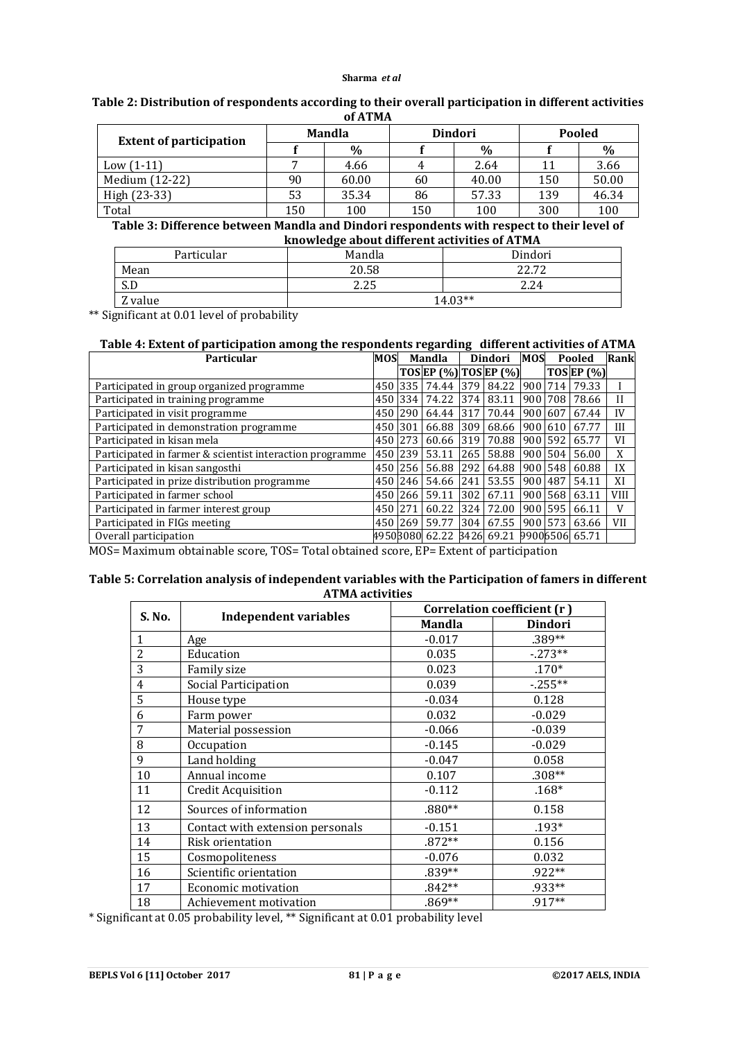**Table 2: Distribution of respondents according to their overall participation in different activities of ATMA**

| Extent of participation | Mandla | | Dindori | | Pooled | |
|---|---|---|---|---|---|---|
| | f | % | f | % | f | % |
| Low (1-11) | 7 | 4.66 | 4 | 2.64 | 11 | 3.66 |
| Medium (12-22) | 90 | 60.00 | 60 | 40.00 | 150 | 50.00 |
| High (23-33) | 53 | 35.34 | 86 | 57.33 | 139 | 46.34 |
| Total | 150 | 100 | 150 | 100 | 300 | 100 |

**Table 3: Difference between Mandla and Dindori respondents with respect to their level of knowledge about different activities of ATMA**

| Particular | Mandla | Dindori |
|---|---|---|
| Mean | 20.58 | 22.72 |
| S.D | 2.25 | 2.24 |
| Z value | 14.03** | |

** Significant at 0.01 level of probability

**Table 4: Extent of participation among the respondents regarding different activities of ATMA**

| Particular | MOS | Mandla | | Dindori | | MOS | Pooled | | Rank |
|---|---|---|---|---|---|---|---|---|---|
| | | TOS | EP (%) | TOS | EP (%) | | TOS | EP (%) | |
| Participated in group organized programme | 450 | 335 | 74.44 | 379 | 84.22 | 900 | 714 | 79.33 | I |
| Participated in training programme | 450 | 334 | 74.22 | 374 | 83.11 | 900 | 708 | 78.66 | II |
| Participated in visit programme | 450 | 290 | 64.44 | 317 | 70.44 | 900 | 607 | 67.44 | IV |
| Participated in demonstration programme | 450 | 301 | 66.88 | 309 | 68.66 | 900 | 610 | 67.77 | III |
| Participated in kisan mela | 450 | 273 | 60.66 | 319 | 70.88 | 900 | 592 | 65.77 | VI |
| Participated in farmer & scientist interaction programme | 450 | 239 | 53.11 | 265 | 58.88 | 900 | 504 | 56.00 | X |
| Participated in kisan sangosthi | 450 | 256 | 56.88 | 292 | 64.88 | 900 | 548 | 60.88 | IX |
| Participated in prize distribution programme | 450 | 246 | 54.66 | 241 | 53.55 | 900 | 487 | 54.11 | XI |
| Participated in farmer school | 450 | 266 | 59.11 | 302 | 67.11 | 900 | 568 | 63.11 | VIII |
| Participated in farmer interest group | 450 | 271 | 60.22 | 324 | 72.00 | 900 | 595 | 66.11 | V |
| Participated in FIGs meeting | 450 | 269 | 59.77 | 304 | 67.55 | 900 | 573 | 63.66 | VII |
| Overall participation | 4950 | 3080 | 62.22 | 3426 | 69.21 | 9900 | 6506 | 65.71 | |

MOS= Maximum obtainable score, TOS= Total obtained score, EP= Extent of participation

**Table 5: Correlation analysis of independent variables with the Participation of famers in different ATMA activities**

| S. No. | Independent variables | Correlation coefficient (r ) | |
|---|---|---|---|
| | | Mandla | Dindori |
| 1 | Age | -0.017 | .389** |
| 2 | Education | 0.035 | -.273** |
| 3 | Family size | 0.023 | .170* |
| 4 | Social Participation | 0.039 | -.255** |
| 5 | House type | -0.034 | 0.128 |
| 6 | Farm power | 0.032 | -0.029 |
| 7 | Material possession | -0.066 | -0.039 |
| 8 | Occupation | -0.145 | -0.029 |
| 9 | Land holding | -0.047 | 0.058 |
| 10 | Annual income | 0.107 | .308** |
| 11 | Credit Acquisition | -0.112 | .168* |
| 12 | Sources of information | .880** | 0.158 |
| 13 | Contact with extension personals | -0.151 | .193* |
| 14 | Risk orientation | .872** | 0.156 |
| 15 | Cosmopoliteness | -0.076 | 0.032 |
| 16 | Scientific orientation | .839** | .922** |
| 17 | Economic motivation | .842** | .933** |
| 18 | Achievement motivation | .869** | .917** |

* Significant at 0.05 probability level, ** Significant at 0.01 probability level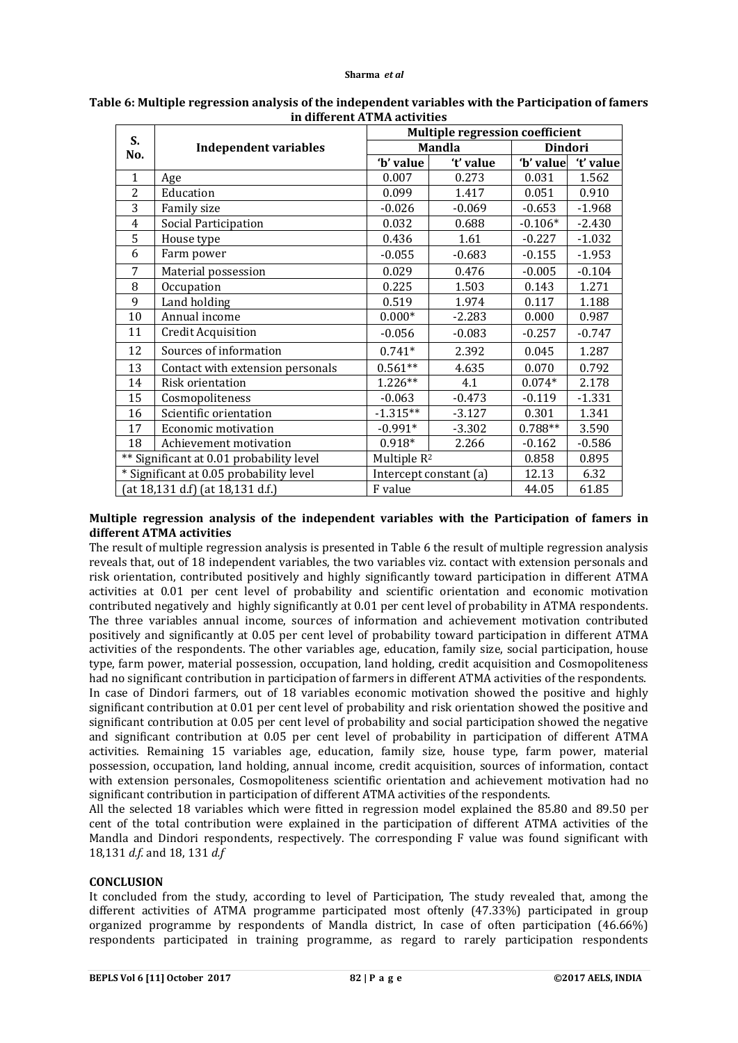**Table 6: Multiple regression analysis of the independent variables with the Participation of famers in different ATMA activities**

| S. No. | Independent variables | Multiple regression coefficient | | | |
|---|---|---|---|---|---|
| | | Mandla | | Dindori | |
| | | 'b' value | 't' value | 'b' value | 't' value |
| 1 | Age | 0.007 | 0.273 | 0.031 | 1.562 |
| 2 | Education | 0.099 | 1.417 | 0.051 | 0.910 |
| 3 | Family size | -0.026 | -0.069 | -0.653 | -1.968 |
| 4 | Social Participation | 0.032 | 0.688 | -0.106* | -2.430 |
| 5 | House type | 0.436 | 1.61 | -0.227 | -1.032 |
| 6 | Farm power | -0.055 | -0.683 | -0.155 | -1.953 |
| 7 | Material possession | 0.029 | 0.476 | -0.005 | -0.104 |
| 8 | Occupation | 0.225 | 1.503 | 0.143 | 1.271 |
| 9 | Land holding | 0.519 | 1.974 | 0.117 | 1.188 |
| 10 | Annual income | 0.000* | -2.283 | 0.000 | 0.987 |
| 11 | Credit Acquisition | -0.056 | -0.083 | -0.257 | -0.747 |
| 12 | Sources of information | 0.741* | 2.392 | 0.045 | 1.287 |
| 13 | Contact with extension personals | 0.561** | 4.635 | 0.070 | 0.792 |
| 14 | Risk orientation | 1.226** | 4.1 | 0.074* | 2.178 |
| 15 | Cosmopoliteness | -0.063 | -0.473 | -0.119 | -1.331 |
| 16 | Scientific orientation | -1.315** | -3.127 | 0.301 | 1.341 |
| 17 | Economic motivation | -0.991* | -3.302 | 0.788** | 3.590 |
| 18 | Achievement motivation | 0.918* | 2.266 | -0.162 | -0.586 |
| ** Significant at 0.01 probability level | | Multiple $R^2$ | | 0.858 | 0.895 |
| * Significant at 0.05 probability level | | Intercept constant (a) | | 12.13 | 6.32 |
| (at 18,131 d.f) (at 18,131 d.f.) | | F value | | 44.05 | 61.85 |

**Multiple regression analysis of the independent variables with the Participation of famers in different ATMA activities**

The result of multiple regression analysis is presented in Table 6 the result of multiple regression analysis reveals that, out of 18 independent variables, the two variables viz. contact with extension personals and risk orientation, contributed positively and highly significantly toward participation in different ATMA activities at 0.01 per cent level of probability and scientific orientation and economic motivation contributed negatively and highly significantly at 0.01 per cent level of probability in ATMA respondents. The three variables annual income, sources of information and achievement motivation contributed positively and significantly at 0.05 per cent level of probability toward participation in different ATMA activities of the respondents. The other variables age, education, family size, social participation, house type, farm power, material possession, occupation, land holding, credit acquisition and Cosmopoliteness had no significant contribution in participation of farmers in different ATMA activities of the respondents.

In case of Dindori farmers, out of 18 variables economic motivation showed the positive and highly significant contribution at 0.01 per cent level of probability and risk orientation showed the positive and significant contribution at 0.05 per cent level of probability and social participation showed the negative and significant contribution at 0.05 per cent level of probability in participation of different ATMA activities. Remaining 15 variables age, education, family size, house type, farm power, material possession, occupation, land holding, annual income, credit acquisition, sources of information, contact with extension personales, Cosmopoliteness scientific orientation and achievement motivation had no significant contribution in participation of different ATMA activities of the respondents.

All the selected 18 variables which were fitted in regression model explained the 85.80 and 89.50 per cent of the total contribution were explained in the participation of different ATMA activities of the Mandla and Dindori respondents, respectively. The corresponding F value was found significant with 18,131 *d.f.* and 18, 131 *d.f*

**CONCLUSION**

It concluded from the study, according to level of Participation, The study revealed that, among the different activities of ATMA programme participated most oftenly (47.33%) participated in group organized programme by respondents of Mandla district, In case of often participation (46.66%) respondents participated in training programme, as regard to rarely participation respondents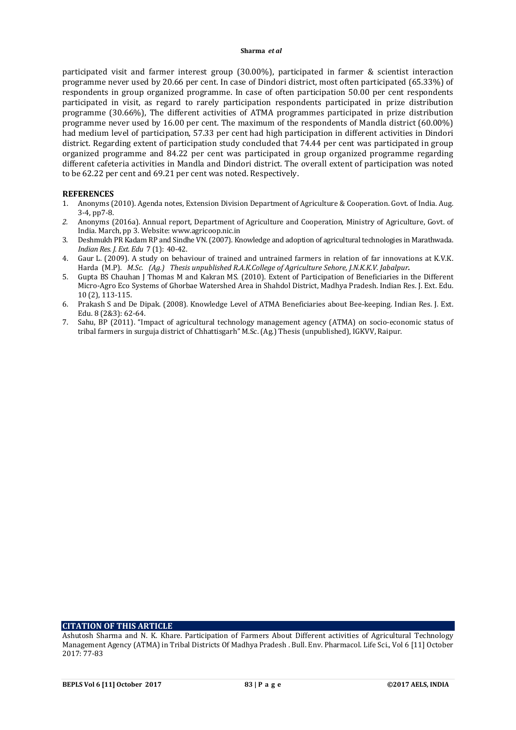participated visit and farmer interest group (30.00%), participated in farmer & scientist interaction programme never used by 20.66 per cent. In case of Dindori district, most often participated (65.33%) of respondents in group organized programme. In case of often participation 50.00 per cent respondents participated in visit, as regard to rarely participation respondents participated in prize distribution programme (30.66%), The different activities of ATMA programmes participated in prize distribution programme never used by 16.00 per cent. The maximum of the respondents of Mandla district (60.00%) had medium level of participation, 57.33 per cent had high participation in different activities in Dindori district. Regarding extent of participation study concluded that 74.44 per cent was participated in group organized programme and 84.22 per cent was participated in group organized programme regarding different cafeteria activities in Mandla and Dindori district. The overall extent of participation was noted to be 62.22 per cent and 69.21 per cent was noted. Respectively.

## REFERENCES

1. Anonyms (2010). Agenda notes, Extension Division Department of Agriculture & Cooperation. Govt. of India. Aug. 3-4, pp7-8.
2. Anonyms (2016a). Annual report, Department of Agriculture and Cooperation, Ministry of Agriculture, Govt. of India. March, pp 3. Website: www.agricoop.nic.in
3. Deshmukh PR Kadam RP and Sindhe VN. (2007). Knowledge and adoption of agricultural technologies in Marathwada. *Indian Res. J. Ext. Edu* 7 (1): 40-42.
4. Gaur L. (2009). A study on behaviour of trained and untrained farmers in relation of far innovations at K.V.K. Harda (M.P). *M.Sc. (Ag.) Thesis unpublished R.A.K.College of Agriculture Sehore, J.N.K.K.V. Jabalpur***.**
5. Gupta BS Chauhan J Thomas M and Kakran MS. (2010). Extent of Participation of Beneficiaries in the Different Micro-Agro Eco Systems of Ghorbae Watershed Area in Shahdol District, Madhya Pradesh. Indian Res. J. Ext. Edu. 10 (2), 113-115.
6. Prakash S and De Dipak. (2008). Knowledge Level of ATMA Beneficiaries about Bee-keeping. Indian Res. J. Ext. Edu. 8 (2&3): 62-64.
7. Sahu, BP (2011). "Impact of agricultural technology management agency (ATMA) on socio-economic status of tribal farmers in surguja district of Chhattisgarh" M.Sc. (Ag.) Thesis (unpublished), IGKVV, Raipur.

**CITATION OF THIS ARTICLE**

Ashutosh Sharma and N. K. Khare. Participation of Farmers About Different activities of Agricultural Technology Management Agency (ATMA) in Tribal Districts Of Madhya Pradesh . Bull. Env. Pharmacol. Life Sci., Vol 6 [11] October 2017: 77-83